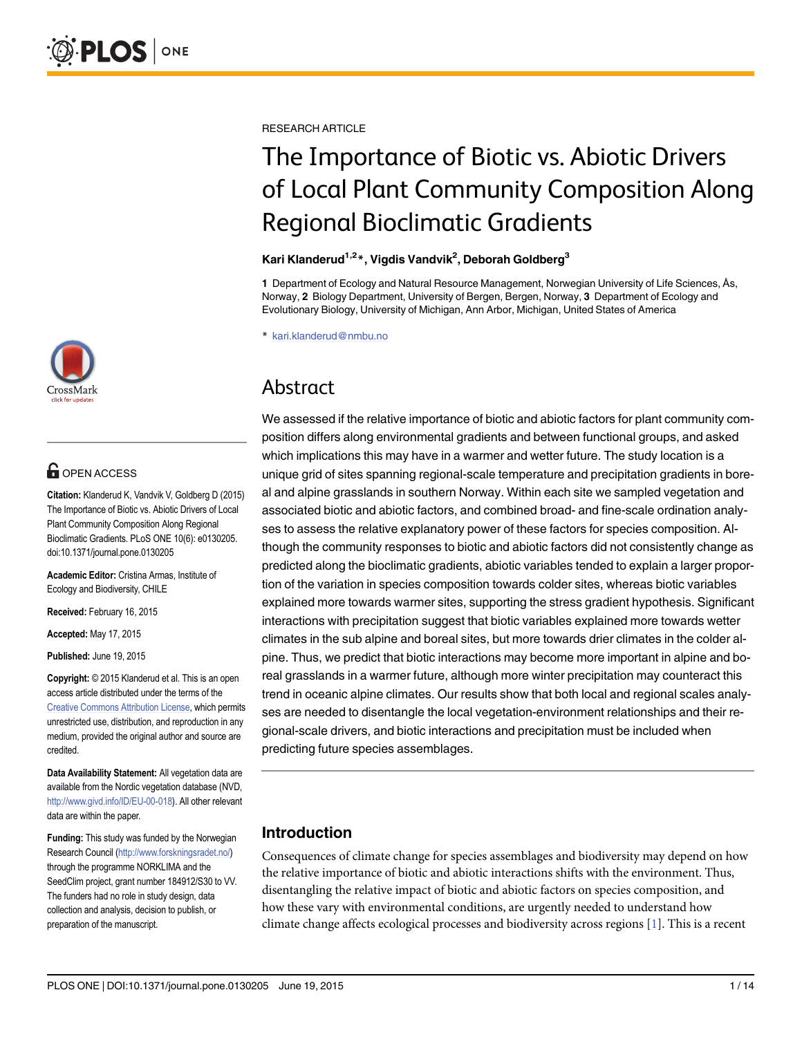RESEARCH ARTICLE

# The Importance of Biotic vs. Abiotic Drivers of Local Plant Community Composition Along Regional Bioclimatic Gradients

**Kari Klanderud[1,2]*, Vigdis Vandvik[2], Deborah Goldberg[3]**

**1** Department of Ecology and Natural Resource Management, Norwegian University of Life Sciences, Ås, Norway, **2** Biology Department, University of Bergen, Bergen, Norway, **3** Department of Ecology and Evolutionary Biology, University of Michigan, Ann Arbor, Michigan, United States of America

* kari.klanderud@nmbu.no

OPEN ACCESS

**Citation:** Klanderud K, Vandvik V, Goldberg D (2015) The Importance of Biotic vs. Abiotic Drivers of Local Plant Community Composition Along Regional Bioclimatic Gradients. PLoS ONE 10(6): e0130205. doi:10.1371/journal.pone.0130205

**Academic Editor:** Cristina Armas, Institute of Ecology and Biodiversity, CHILE

**Received:** February 16, 2015

**Accepted:** May 17, 2015

**Published:** June 19, 2015

**Copyright:** © 2015 Klanderud et al. This is an open access article distributed under the terms of the Creative Commons Attribution License, which permits unrestricted use, distribution, and reproduction in any medium, provided the original author and source are credited.

**Data Availability Statement:** All vegetation data are available from the Nordic vegetation database (NVD, http://www.givd.info/ID/EU-00-018). All other relevant data are within the paper.

**Funding:** This study was funded by the Norwegian Research Council (http://www.forskningsradet.no/) through the programme NORKLIMA and the SeedClim project, grant number 184912/S30 to VV. The funders had no role in study design, data collection and analysis, decision to publish, or preparation of the manuscript.

## Abstract

We assessed if the relative importance of biotic and abiotic factors for plant community composition differs along environmental gradients and between functional groups, and asked which implications this may have in a warmer and wetter future. The study location is a unique grid of sites spanning regional-scale temperature and precipitation gradients in boreal and alpine grasslands in southern Norway. Within each site we sampled vegetation and associated biotic and abiotic factors, and combined broad- and fine-scale ordination analyses to assess the relative explanatory power of these factors for species composition. Although the community responses to biotic and abiotic factors did not consistently change as predicted along the bioclimatic gradients, abiotic variables tended to explain a larger proportion of the variation in species composition towards colder sites, whereas biotic variables explained more towards warmer sites, supporting the stress gradient hypothesis. Significant interactions with precipitation suggest that biotic variables explained more towards wetter climates in the sub alpine and boreal sites, but more towards drier climates in the colder alpine. Thus, we predict that biotic interactions may become more important in alpine and boreal grasslands in a warmer future, although more winter precipitation may counteract this trend in oceanic alpine climates. Our results show that both local and regional scales analyses are needed to disentangle the local vegetation-environment relationships and their regional-scale drivers, and biotic interactions and precipitation must be included when predicting future species assemblages.

## Introduction

Consequences of climate change for species assemblages and biodiversity may depend on how the relative importance of biotic and abiotic interactions shifts with the environment. Thus, disentangling the relative impact of biotic and abiotic factors on species composition, and how these vary with environmental conditions, are urgently needed to understand how climate change affects ecological processes and biodiversity across regions [1]. This is a recent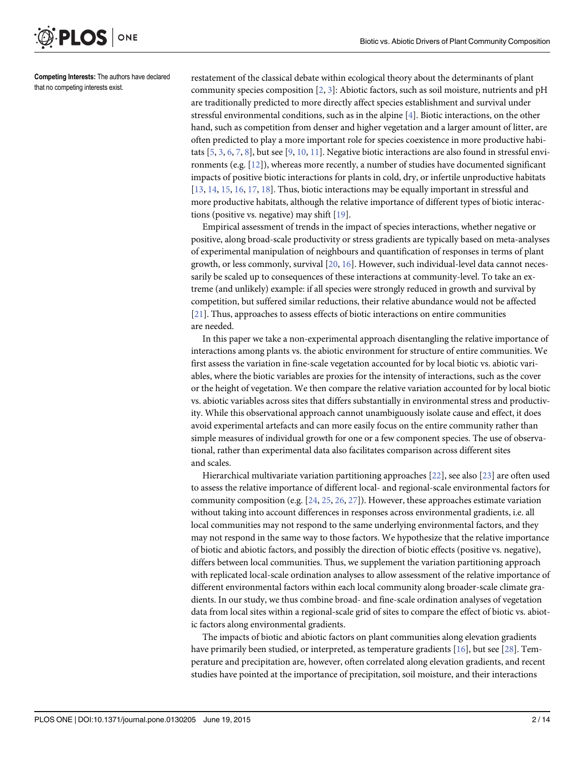**Competing Interests:** The authors have declared that no competing interests exist.

restatement of the classical debate within ecological theory about the determinants of plant community species composition [2, 3]: Abiotic factors, such as soil moisture, nutrients and pH are traditionally predicted to more directly affect species establishment and survival under stressful environmental conditions, such as in the alpine [4]. Biotic interactions, on the other hand, such as competition from denser and higher vegetation and a larger amount of litter, are often predicted to play a more important role for species coexistence in more productive habitats [5, 3, 6, 7, 8], but see [9, 10, 11]. Negative biotic interactions are also found in stressful environments (e.g. [12]), whereas more recently, a number of studies have documented significant impacts of positive biotic interactions for plants in cold, dry, or infertile unproductive habitats [13, 14, 15, 16, 17, 18]. Thus, biotic interactions may be equally important in stressful and more productive habitats, although the relative importance of different types of biotic interactions (positive vs. negative) may shift [19].

Empirical assessment of trends in the impact of species interactions, whether negative or positive, along broad-scale productivity or stress gradients are typically based on meta-analyses of experimental manipulation of neighbours and quantification of responses in terms of plant growth, or less commonly, survival [20, 16]. However, such individual-level data cannot necessarily be scaled up to consequences of these interactions at community-level. To take an extreme (and unlikely) example: if all species were strongly reduced in growth and survival by competition, but suffered similar reductions, their relative abundance would not be affected [21]. Thus, approaches to assess effects of biotic interactions on entire communities are needed.

In this paper we take a non-experimental approach disentangling the relative importance of interactions among plants vs. the abiotic environment for structure of entire communities. We first assess the variation in fine-scale vegetation accounted for by local biotic vs. abiotic variables, where the biotic variables are proxies for the intensity of interactions, such as the cover or the height of vegetation. We then compare the relative variation accounted for by local biotic vs. abiotic variables across sites that differs substantially in environmental stress and productivity. While this observational approach cannot unambiguously isolate cause and effect, it does avoid experimental artefacts and can more easily focus on the entire community rather than simple measures of individual growth for one or a few component species. The use of observational, rather than experimental data also facilitates comparison across different sites and scales.

Hierarchical multivariate variation partitioning approaches [22], see also [23] are often used to assess the relative importance of different local- and regional-scale environmental factors for community composition (e.g. [24, 25, 26, 27]). However, these approaches estimate variation without taking into account differences in responses across environmental gradients, i.e. all local communities may not respond to the same underlying environmental factors, and they may not respond in the same way to those factors. We hypothesize that the relative importance of biotic and abiotic factors, and possibly the direction of biotic effects (positive vs. negative), differs between local communities. Thus, we supplement the variation partitioning approach with replicated local-scale ordination analyses to allow assessment of the relative importance of different environmental factors within each local community along broader-scale climate gradients. In our study, we thus combine broad- and fine-scale ordination analyses of vegetation data from local sites within a regional-scale grid of sites to compare the effect of biotic vs. abiotic factors along environmental gradients.

The impacts of biotic and abiotic factors on plant communities along elevation gradients have primarily been studied, or interpreted, as temperature gradients [16], but see [28]. Temperature and precipitation are, however, often correlated along elevation gradients, and recent studies have pointed at the importance of precipitation, soil moisture, and their interactions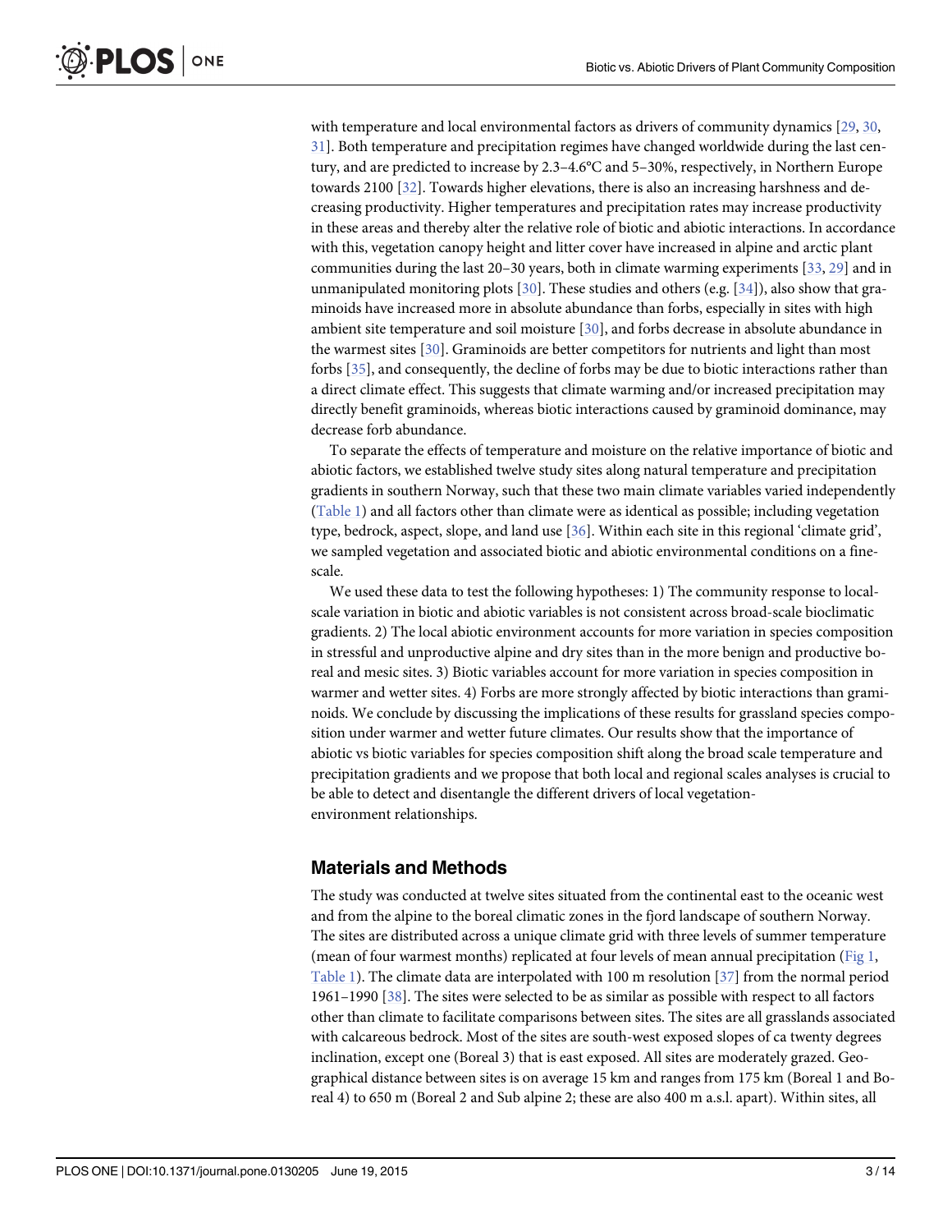with temperature and local environmental factors as drivers of community dynamics [29, 30, 31]. Both temperature and precipitation regimes have changed worldwide during the last century, and are predicted to increase by 2.3–4.6°C and 5–30%, respectively, in Northern Europe towards 2100 [32]. Towards higher elevations, there is also an increasing harshness and decreasing productivity. Higher temperatures and precipitation rates may increase productivity in these areas and thereby alter the relative role of biotic and abiotic interactions. In accordance with this, vegetation canopy height and litter cover have increased in alpine and arctic plant communities during the last 20–30 years, both in climate warming experiments [33, 29] and in unmanipulated monitoring plots [30]. These studies and others (e.g. [34]), also show that graminoids have increased more in absolute abundance than forbs, especially in sites with high ambient site temperature and soil moisture [30], and forbs decrease in absolute abundance in the warmest sites [30]. Graminoids are better competitors for nutrients and light than most forbs [35], and consequently, the decline of forbs may be due to biotic interactions rather than a direct climate effect. This suggests that climate warming and/or increased precipitation may directly benefit graminoids, whereas biotic interactions caused by graminoid dominance, may decrease forb abundance.

To separate the effects of temperature and moisture on the relative importance of biotic and abiotic factors, we established twelve study sites along natural temperature and precipitation gradients in southern Norway, such that these two main climate variables varied independently (Table 1) and all factors other than climate were as identical as possible; including vegetation type, bedrock, aspect, slope, and land use [36]. Within each site in this regional 'climate grid', we sampled vegetation and associated biotic and abiotic environmental conditions on a fine-scale.

We used these data to test the following hypotheses: 1) The community response to local-scale variation in biotic and abiotic variables is not consistent across broad-scale bioclimatic gradients. 2) The local abiotic environment accounts for more variation in species composition in stressful and unproductive alpine and dry sites than in the more benign and productive boreal and mesic sites. 3) Biotic variables account for more variation in species composition in warmer and wetter sites. 4) Forbs are more strongly affected by biotic interactions than graminoids. We conclude by discussing the implications of these results for grassland species composition under warmer and wetter future climates. Our results show that the importance of abiotic vs biotic variables for species composition shift along the broad scale temperature and precipitation gradients and we propose that both local and regional scales analyses is crucial to be able to detect and disentangle the different drivers of local vegetation-environment relationships.

## Materials and Methods

The study was conducted at twelve sites situated from the continental east to the oceanic west and from the alpine to the boreal climatic zones in the fjord landscape of southern Norway. The sites are distributed across a unique climate grid with three levels of summer temperature (mean of four warmest months) replicated at four levels of mean annual precipitation (Fig 1, Table 1). The climate data are interpolated with 100 m resolution [37] from the normal period 1961–1990 [38]. The sites were selected to be as similar as possible with respect to all factors other than climate to facilitate comparisons between sites. The sites are all grasslands associated with calcareous bedrock. Most of the sites are south-west exposed slopes of ca twenty degrees inclination, except one (Boreal 3) that is east exposed. All sites are moderately grazed. Geographical distance between sites is on average 15 km and ranges from 175 km (Boreal 1 and Boreal 4) to 650 m (Boreal 2 and Sub alpine 2; these are also 400 m a.s.l. apart). Within sites, all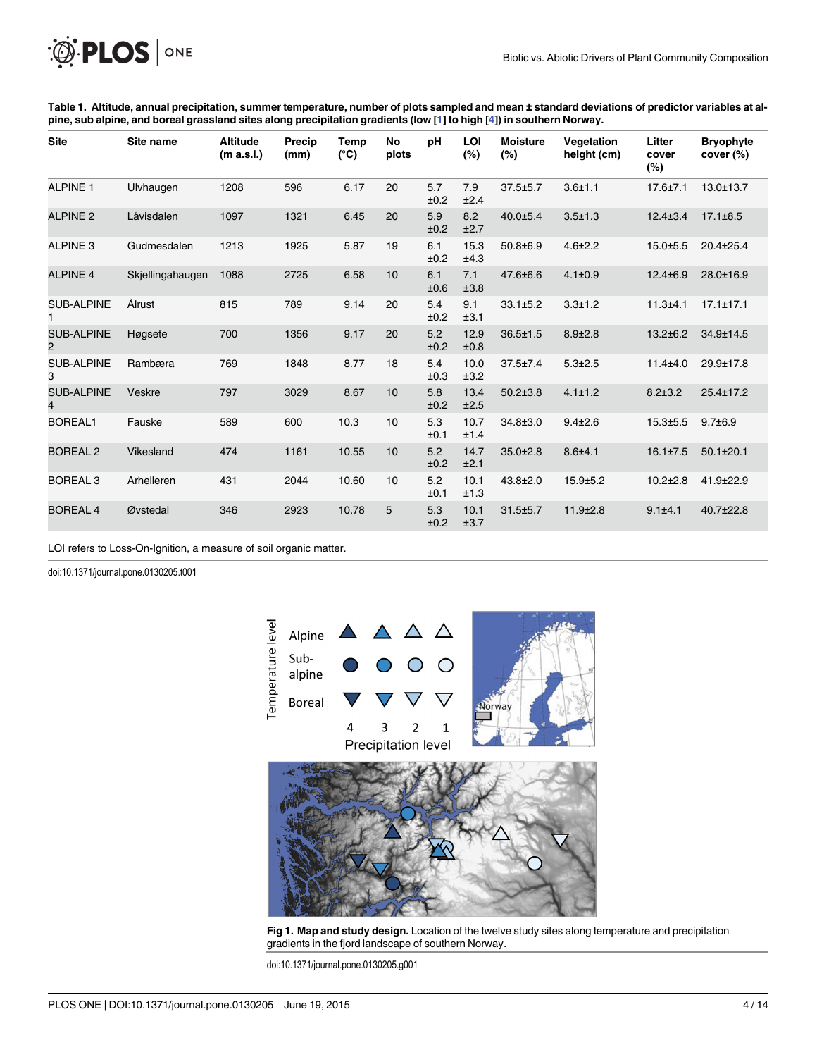**Table 1. Altitude, annual precipitation, summer temperature, number of plots sampled and mean ± standard deviations of predictor variables at alpine, sub alpine, and boreal grassland sites along precipitation gradients (low [1] to high [4]) in southern Norway.**

| Site | Site name | Altitude (m a.s.l.) | Precip (mm) | Temp (°C) | No plots | pH | LOI (%) | Moisture (%) | Vegetation height (cm) | Litter cover (%) | Bryophyte cover (%) |
|---|---|---|---|---|---|---|---|---|---|---|---|
| ALPINE 1 | Ulvhaugen | 1208 | 596 | 6.17 | 20 | 5.7 ±0.2 | 7.9 ±2.4 | 37.5±5.7 | 3.6±1.1 | 17.6±7.1 | 13.0±13.7 |
| ALPINE 2 | Låvisdalen | 1097 | 1321 | 6.45 | 20 | 5.9 ±0.2 | 8.2 ±2.7 | 40.0±5.4 | 3.5±1.3 | 12.4±3.4 | 17.1±8.5 |
| ALPINE 3 | Gudmesdalen | 1213 | 1925 | 5.87 | 19 | 6.1 ±0.2 | 15.3 ±4.3 | 50.8±6.9 | 4.6±2.2 | 15.0±5.5 | 20.4±25.4 |
| ALPINE 4 | Skjellingahaugen | 1088 | 2725 | 6.58 | 10 | 6.1 ±0.6 | 7.1 ±3.8 | 47.6±6.6 | 4.1±0.9 | 12.4±6.9 | 28.0±16.9 |
| SUB-ALPINE 1 | Ålrust | 815 | 789 | 9.14 | 20 | 5.4 ±0.2 | 9.1 ±3.1 | 33.1±5.2 | 3.3±1.2 | 11.3±4.1 | 17.1±17.1 |
| SUB-ALPINE 2 | Høgsete | 700 | 1356 | 9.17 | 20 | 5.2 ±0.2 | 12.9 ±0.8 | 36.5±1.5 | 8.9±2.8 | 13.2±6.2 | 34.9±14.5 |
| SUB-ALPINE 3 | Rambæra | 769 | 1848 | 8.77 | 18 | 5.4 ±0.3 | 10.0 ±3.2 | 37.5±7.4 | 5.3±2.5 | 11.4±4.0 | 29.9±17.8 |
| SUB-ALPINE 4 | Veskre | 797 | 3029 | 8.67 | 10 | 5.8 ±0.2 | 13.4 ±2.5 | 50.2±3.8 | 4.1±1.2 | 8.2±3.2 | 25.4±17.2 |
| BOREAL1 | Fauske | 589 | 600 | 10.3 | 10 | 5.3 ±0.1 | 10.7 ±1.4 | 34.8±3.0 | 9.4±2.6 | 15.3±5.5 | 9.7±6.9 |
| BOREAL 2 | Vikesland | 474 | 1161 | 10.55 | 10 | 5.2 ±0.2 | 14.7 ±2.1 | 35.0±2.8 | 8.6±4.1 | 16.1±7.5 | 50.1±20.1 |
| BOREAL 3 | Arhelleren | 431 | 2044 | 10.60 | 10 | 5.2 ±0.1 | 10.1 ±1.3 | 43.8±2.0 | 15.9±5.2 | 10.2±2.8 | 41.9±22.9 |
| BOREAL 4 | Øvstedal | 346 | 2923 | 10.78 | 5 | 5.3 ±0.2 | 10.1 ±3.7 | 31.5±5.7 | 11.9±2.8 | 9.1±4.1 | 40.7±22.8 |

LOI refers to Loss-On-Ignition, a measure of soil organic matter.

doi:10.1371/journal.pone.0130205.t001

**Fig 1. Map and study design.** Location of the twelve study sites along temperature and precipitation gradients in the fjord landscape of southern Norway.

doi:10.1371/journal.pone.0130205.g001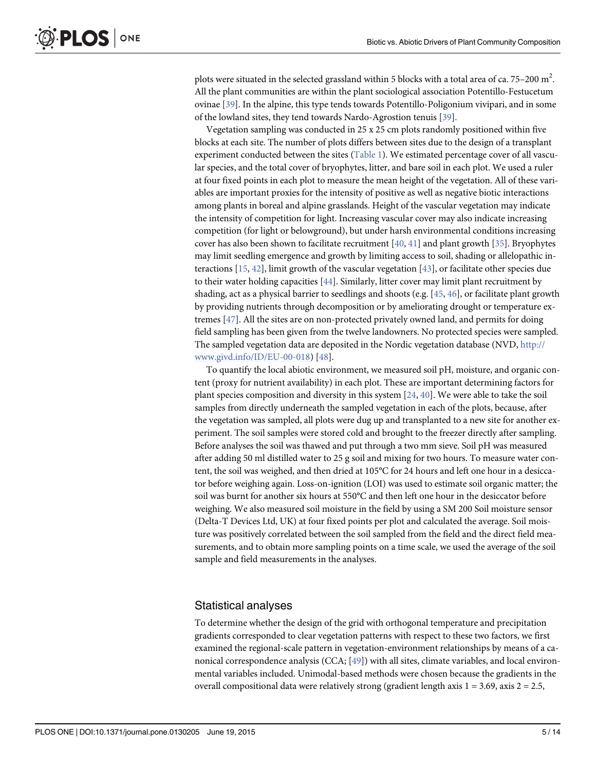plots were situated in the selected grassland within 5 blocks with a total area of ca. 75–200 $m^2$. All the plant communities are within the plant sociological association Potentillo-Festucetum ovinae [39]. In the alpine, this type tends towards Potentillo-Poligonium vivipari, and in some of the lowland sites, they tend towards Nardo-Agrostion tenuis [39].

Vegetation sampling was conducted in 25 x 25 cm plots randomly positioned within five blocks at each site. The number of plots differs between sites due to the design of a transplant experiment conducted between the sites (Table 1). We estimated percentage cover of all vascular species, and the total cover of bryophytes, litter, and bare soil in each plot. We used a ruler at four fixed points in each plot to measure the mean height of the vegetation. All of these variables are important proxies for the intensity of positive as well as negative biotic interactions among plants in boreal and alpine grasslands. Height of the vascular vegetation may indicate the intensity of competition for light. Increasing vascular cover may also indicate increasing competition (for light or belowground), but under harsh environmental conditions increasing cover has also been shown to facilitate recruitment [40, 41] and plant growth [35]. Bryophytes may limit seedling emergence and growth by limiting access to soil, shading or allelopathic interactions [15, 42], limit growth of the vascular vegetation [43], or facilitate other species due to their water holding capacities [44]. Similarly, litter cover may limit plant recruitment by shading, act as a physical barrier to seedlings and shoots (e.g. [45, 46], or facilitate plant growth by providing nutrients through decomposition or by ameliorating drought or temperature extremes [47]. All the sites are on non-protected privately owned land, and permits for doing field sampling has been given from the twelve landowners. No protected species were sampled. The sampled vegetation data are deposited in the Nordic vegetation database (NVD, http://www.givd.info/ID/EU-00-018) [48].

To quantify the local abiotic environment, we measured soil pH, moisture, and organic content (proxy for nutrient availability) in each plot. These are important determining factors for plant species composition and diversity in this system [24, 40]. We were able to take the soil samples from directly underneath the sampled vegetation in each of the plots, because, after the vegetation was sampled, all plots were dug up and transplanted to a new site for another experiment. The soil samples were stored cold and brought to the freezer directly after sampling. Before analyses the soil was thawed and put through a two mm sieve. Soil pH was measured after adding 50 ml distilled water to 25 g soil and mixing for two hours. To measure water content, the soil was weighed, and then dried at 105°C for 24 hours and left one hour in a desiccator before weighing again. Loss-on-ignition (LOI) was used to estimate soil organic matter; the soil was burnt for another six hours at 550°C and then left one hour in the desiccator before weighing. We also measured soil moisture in the field by using a SM 200 Soil moisture sensor (Delta-T Devices Ltd, UK) at four fixed points per plot and calculated the average. Soil moisture was positively correlated between the soil sampled from the field and the direct field measurements, and to obtain more sampling points on a time scale, we used the average of the soil sample and field measurements in the analyses.

## Statistical analyses

To determine whether the design of the grid with orthogonal temperature and precipitation gradients corresponded to clear vegetation patterns with respect to these two factors, we first examined the regional-scale pattern in vegetation-environment relationships by means of a canonical correspondence analysis (CCA; [49]) with all sites, climate variables, and local environmental variables included. Unimodal-based methods were chosen because the gradients in the overall compositional data were relatively strong (gradient length axis 1 = 3.69, axis 2 = 2.5,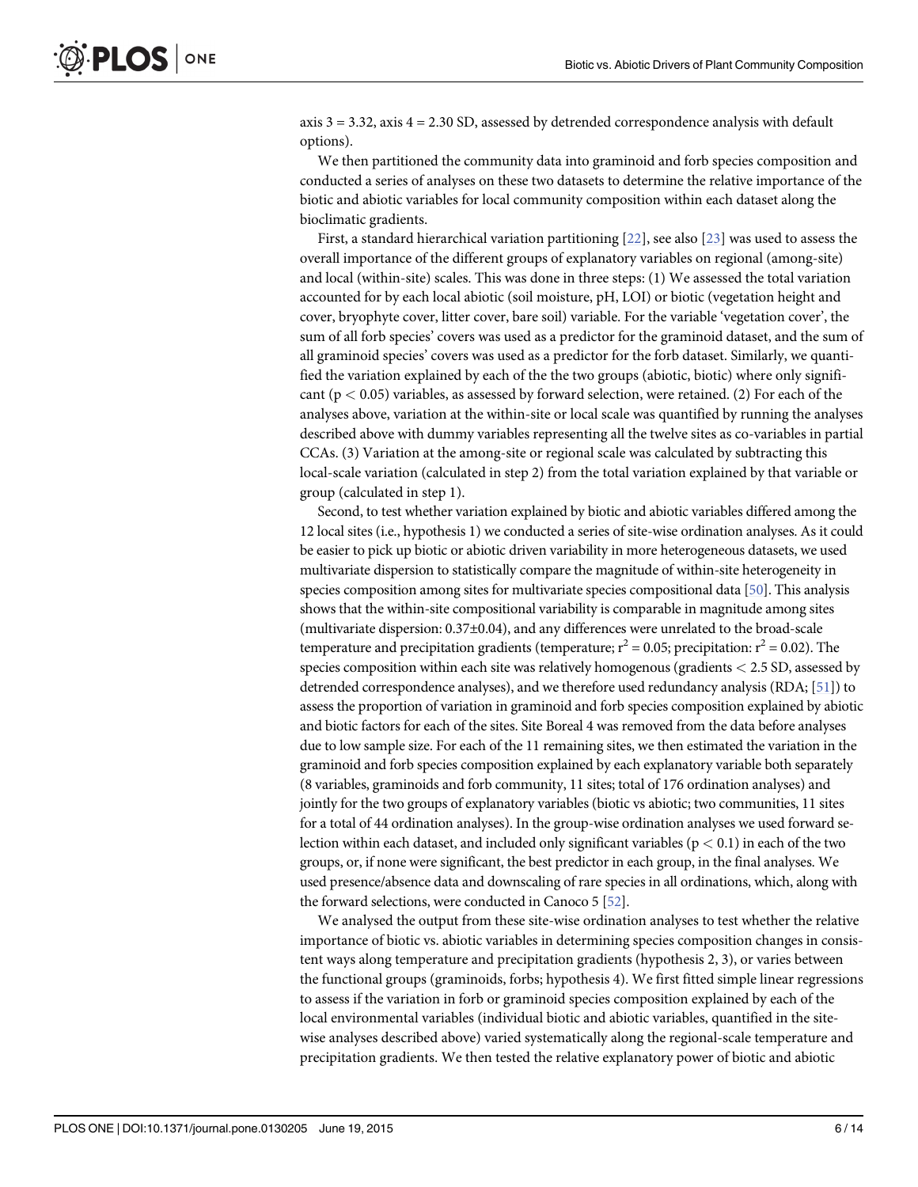axis 3 = 3.32, axis 4 = 2.30 SD, assessed by detrended correspondence analysis with default options).

We then partitioned the community data into graminoid and forb species composition and conducted a series of analyses on these two datasets to determine the relative importance of the biotic and abiotic variables for local community composition within each dataset along the bioclimatic gradients.

First, a standard hierarchical variation partitioning [22], see also [23] was used to assess the overall importance of the different groups of explanatory variables on regional (among-site) and local (within-site) scales. This was done in three steps: (1) We assessed the total variation accounted for by each local abiotic (soil moisture, pH, LOI) or biotic (vegetation height and cover, bryophyte cover, litter cover, bare soil) variable. For the variable 'vegetation cover', the sum of all forb species' covers was used as a predictor for the graminoid dataset, and the sum of all graminoid species' covers was used as a predictor for the forb dataset. Similarly, we quantified the variation explained by each of the the two groups (abiotic, biotic) where only significant ($p < 0.05$) variables, as assessed by forward selection, were retained. (2) For each of the analyses above, variation at the within-site or local scale was quantified by running the analyses described above with dummy variables representing all the twelve sites as co-variables in partial CCAs. (3) Variation at the among-site or regional scale was calculated by subtracting this local-scale variation (calculated in step 2) from the total variation explained by that variable or group (calculated in step 1).

Second, to test whether variation explained by biotic and abiotic variables differed among the 12 local sites (i.e., hypothesis 1) we conducted a series of site-wise ordination analyses. As it could be easier to pick up biotic or abiotic driven variability in more heterogeneous datasets, we used multivariate dispersion to statistically compare the magnitude of within-site heterogeneity in species composition among sites for multivariate species compositional data [50]. This analysis shows that the within-site compositional variability is comparable in magnitude among sites (multivariate dispersion: 0.37±0.04), and any differences were unrelated to the broad-scale temperature and precipitation gradients (temperature; $r^2 = 0.05$; precipitation: $r^2 = 0.02$). The species composition within each site was relatively homogenous (gradients < 2.5 SD, assessed by detrended correspondence analyses), and we therefore used redundancy analysis (RDA; [51]) to assess the proportion of variation in graminoid and forb species composition explained by abiotic and biotic factors for each of the sites. Site Boreal 4 was removed from the data before analyses due to low sample size. For each of the 11 remaining sites, we then estimated the variation in the graminoid and forb species composition explained by each explanatory variable both separately (8 variables, graminoids and forb community, 11 sites; total of 176 ordination analyses) and jointly for the two groups of explanatory variables (biotic vs abiotic; two communities, 11 sites for a total of 44 ordination analyses). In the group-wise ordination analyses we used forward selection within each dataset, and included only significant variables ($p < 0.1$) in each of the two groups, or, if none were significant, the best predictor in each group, in the final analyses. We used presence/absence data and downscaling of rare species in all ordinations, which, along with the forward selections, were conducted in Canoco 5 [52].

We analysed the output from these site-wise ordination analyses to test whether the relative importance of biotic vs. abiotic variables in determining species composition changes in consistent ways along temperature and precipitation gradients (hypothesis 2, 3), or varies between the functional groups (graminoids, forbs; hypothesis 4). We first fitted simple linear regressions to assess if the variation in forb or graminoid species composition explained by each of the local environmental variables (individual biotic and abiotic variables, quantified in the site-wise analyses described above) varied systematically along the regional-scale temperature and precipitation gradients. We then tested the relative explanatory power of biotic and abiotic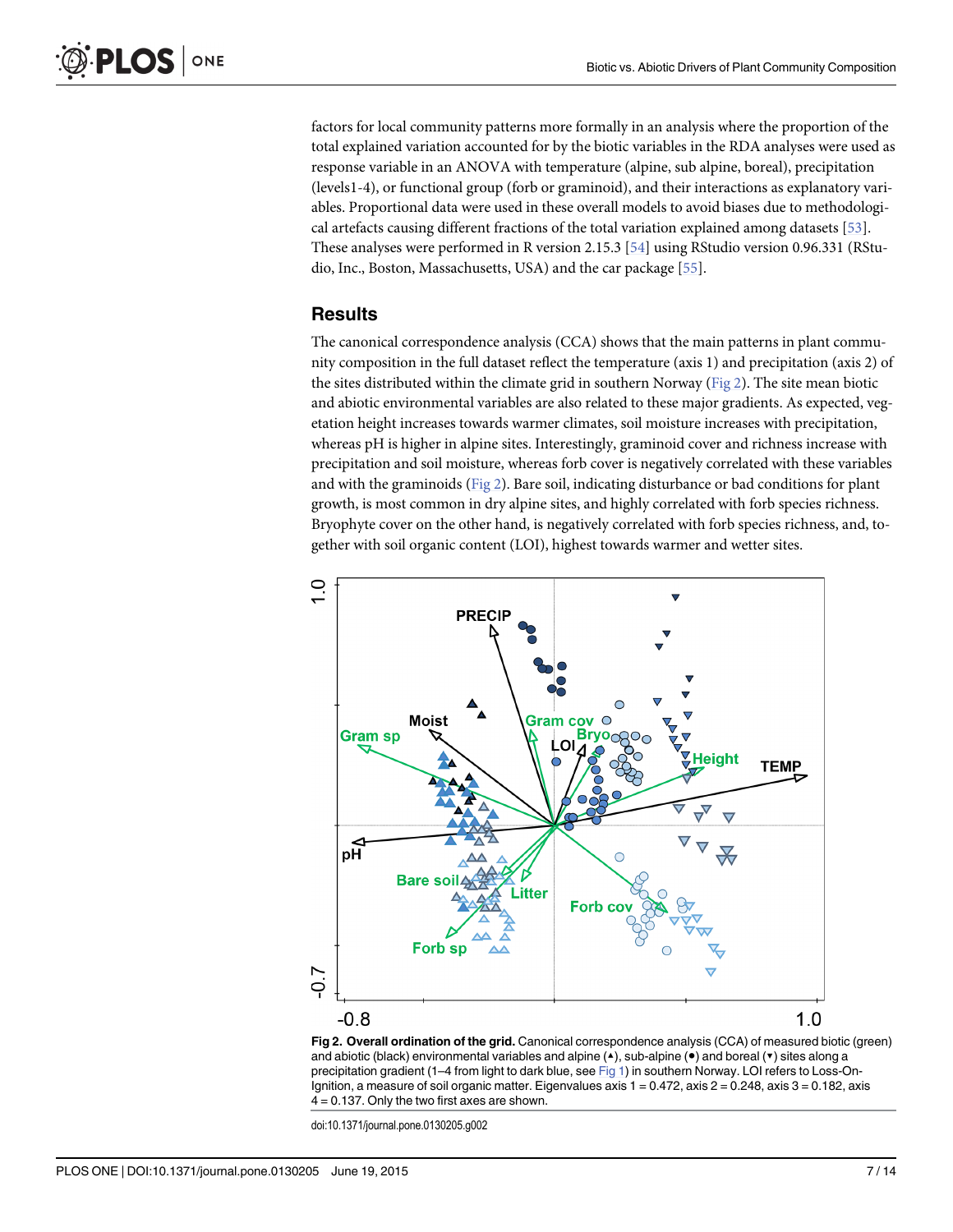factors for local community patterns more formally in an analysis where the proportion of the total explained variation accounted for by the biotic variables in the RDA analyses were used as response variable in an ANOVA with temperature (alpine, sub alpine, boreal), precipitation (levels1-4), or functional group (forb or graminoid), and their interactions as explanatory variables. Proportional data were used in these overall models to avoid biases due to methodological artefacts causing different fractions of the total variation explained among datasets [53]. These analyses were performed in R version 2.15.3 [54] using RStudio version 0.96.331 (RStudio, Inc., Boston, Massachusetts, USA) and the car package [55].

## Results

The canonical correspondence analysis (CCA) shows that the main patterns in plant community composition in the full dataset reflect the temperature (axis 1) and precipitation (axis 2) of the sites distributed within the climate grid in southern Norway (Fig 2). The site mean biotic and abiotic environmental variables are also related to these major gradients. As expected, vegetation height increases towards warmer climates, soil moisture increases with precipitation, whereas pH is higher in alpine sites. Interestingly, graminoid cover and richness increase with precipitation and soil moisture, whereas forb cover is negatively correlated with these variables and with the graminoids (Fig 2). Bare soil, indicating disturbance or bad conditions for plant growth, is most common in dry alpine sites, and highly correlated with forb species richness. Bryophyte cover on the other hand, is negatively correlated with forb species richness, and, together with soil organic content (LOI), highest towards warmer and wetter sites.

**Fig 2. Overall ordination of the grid.** Canonical correspondence analysis (CCA) of measured biotic (green) and abiotic (black) environmental variables and alpine (▴), sub-alpine (•) and boreal (▾) sites along a precipitation gradient (1–4 from light to dark blue, see Fig 1) in southern Norway. LOI refers to Loss-On-Ignition, a measure of soil organic matter. Eigenvalues axis 1 = 0.472, axis 2 = 0.248, axis 3 = 0.182, axis 4 = 0.137. Only the two first axes are shown.

doi:10.1371/journal.pone.0130205.g002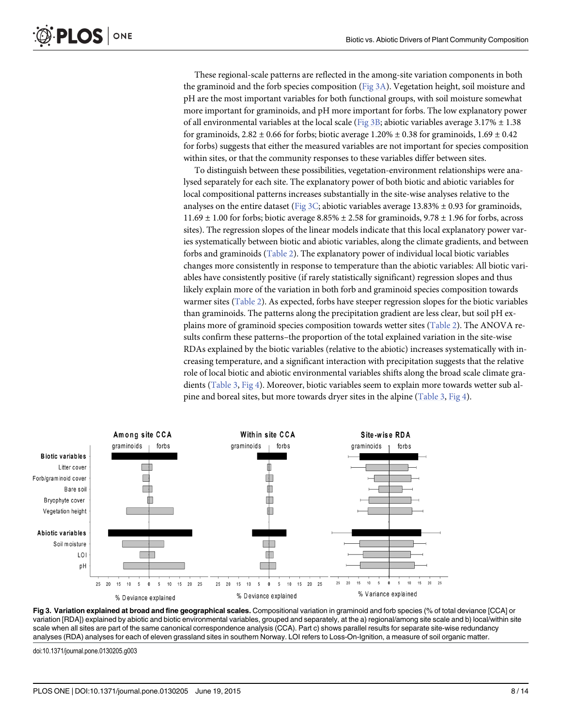These regional-scale patterns are reflected in the among-site variation components in both the graminoid and the forb species composition (Fig 3A). Vegetation height, soil moisture and pH are the most important variables for both functional groups, with soil moisture somewhat more important for graminoids, and pH more important for forbs. The low explanatory power of all environmental variables at the local scale (Fig 3B; abiotic variables average 3.17% ± 1.38 for graminoids, 2.82 ± 0.66 for forbs; biotic average 1.20% ± 0.38 for graminoids, 1.69 ± 0.42 for forbs) suggests that either the measured variables are not important for species composition within sites, or that the community responses to these variables differ between sites.

To distinguish between these possibilities, vegetation-environment relationships were analysed separately for each site. The explanatory power of both biotic and abiotic variables for local compositional patterns increases substantially in the site-wise analyses relative to the analyses on the entire dataset (Fig 3C; abiotic variables average 13.83% ± 0.93 for graminoids, 11.69 ± 1.00 for forbs; biotic average 8.85% ± 2.58 for graminoids, 9.78 ± 1.96 for forbs, across sites). The regression slopes of the linear models indicate that this local explanatory power varies systematically between biotic and abiotic variables, along the climate gradients, and between forbs and graminoids (Table 2). The explanatory power of individual local biotic variables changes more consistently in response to temperature than the abiotic variables: All biotic variables have consistently positive (if rarely statistically significant) regression slopes and thus likely explain more of the variation in both forb and graminoid species composition towards warmer sites (Table 2). As expected, forbs have steeper regression slopes for the biotic variables than graminoids. The patterns along the precipitation gradient are less clear, but soil pH explains more of graminoid species composition towards wetter sites (Table 2). The ANOVA results confirm these patterns–the proportion of the total explained variation in the site-wise RDAs explained by the biotic variables (relative to the abiotic) increases systematically with increasing temperature, and a significant interaction with precipitation suggests that the relative role of local biotic and abiotic environmental variables shifts along the broad scale climate gradients (Table 3, Fig 4). Moreover, biotic variables seem to explain more towards wetter sub alpine and boreal sites, but more towards dryer sites in the alpine (Table 3, Fig 4).

**Fig 3. Variation explained at broad and fine geographical scales.** Compositional variation in graminoid and forb species (% of total deviance [CCA] or variation [RDA]) explained by abiotic and biotic environmental variables, grouped and separately, at the a) regional/among site scale and b) local/within site scale when all sites are part of the same canonical correspondence analysis (CCA). Part c) shows parallel results for separate site-wise redundancy analyses (RDA) analyses for each of eleven grassland sites in southern Norway. LOI refers to Loss-On-Ignition, a measure of soil organic matter.

doi:10.1371/journal.pone.0130205.g003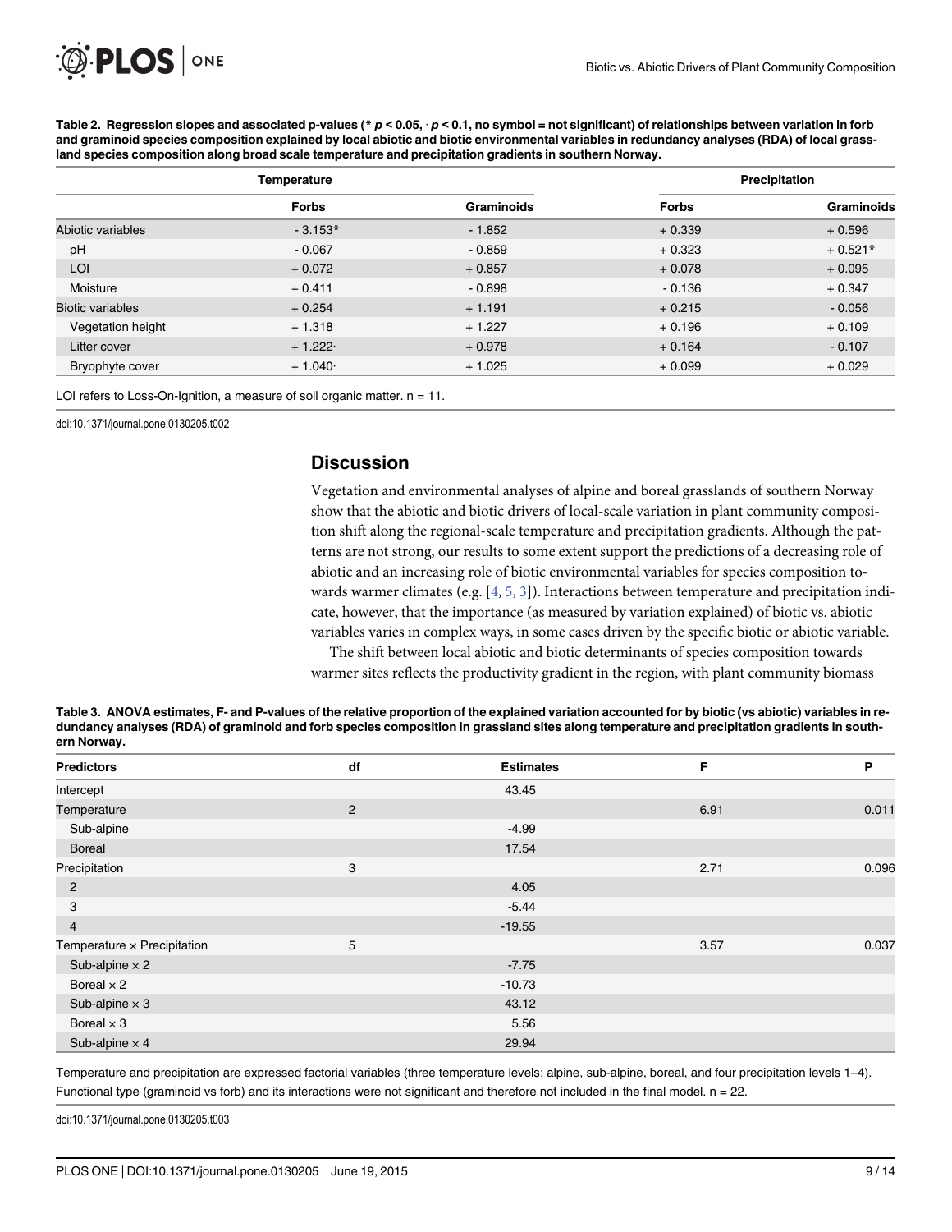**Table 2. Regression slopes and associated p-values (* $p < 0.05$, · $p < 0.1$, no symbol = not significant) of relationships between variation in forb and graminoid species composition explained by local abiotic and biotic environmental variables in redundancy analyses (RDA) of local grassland species composition along broad scale temperature and precipitation gradients in southern Norway.**

| | Temperature | | Precipitation | |
|---|---|---|---|---|
| | Forbs | Graminoids | Forbs | Graminoids |
| Abiotic variables | - 3.153* | - 1.852 | + 0.339 | + 0.596 |
| pH | - 0.067 | - 0.859 | + 0.323 | + 0.521* |
| LOI | + 0.072 | + 0.857 | + 0.078 | + 0.095 |
| Moisture | + 0.411 | - 0.898 | - 0.136 | + 0.347 |
| Biotic variables | + 0.254 | + 1.191 | + 0.215 | - 0.056 |
| Vegetation height | + 1.318 | + 1.227 | + 0.196 | + 0.109 |
| Litter cover | + 1.222· | + 0.978 | + 0.164 | - 0.107 |
| Bryophyte cover | + 1.040· | + 1.025 | + 0.099 | + 0.029 |

LOI refers to Loss-On-Ignition, a measure of soil organic matter. n = 11.

doi:10.1371/journal.pone.0130205.t002

## Discussion

Vegetation and environmental analyses of alpine and boreal grasslands of southern Norway show that the abiotic and biotic drivers of local-scale variation in plant community composition shift along the regional-scale temperature and precipitation gradients. Although the patterns are not strong, our results to some extent support the predictions of a decreasing role of abiotic and an increasing role of biotic environmental variables for species composition towards warmer climates (e.g. [4, 5, 3]). Interactions between temperature and precipitation indicate, however, that the importance (as measured by variation explained) of biotic vs. abiotic variables varies in complex ways, in some cases driven by the specific biotic or abiotic variable.

The shift between local abiotic and biotic determinants of species composition towards warmer sites reflects the productivity gradient in the region, with plant community biomass

**Table 3. ANOVA estimates, F- and P-values of the relative proportion of the explained variation accounted for by biotic (vs abiotic) variables in redundancy analyses (RDA) of graminoid and forb species composition in grassland sites along temperature and precipitation gradients in southern Norway.**

| Predictors | df | Estimates | F | P |
|---|---|---|---|---|
| Intercept | | 43.45 | | |
| Temperature | 2 | | 6.91 | 0.011 |
| Sub-alpine | | -4.99 | | |
| Boreal | | 17.54 | | |
| Precipitation | 3 | | 2.71 | 0.096 |
| 2 | | 4.05 | | |
| 3 | | -5.44 | | |
| 4 | | -19.55 | | |
| Temperature × Precipitation | 5 | | 3.57 | 0.037 |
| Sub-alpine × 2 | | -7.75 | | |
| Boreal × 2 | | -10.73 | | |
| Sub-alpine × 3 | | 43.12 | | |
| Boreal × 3 | | 5.56 | | |
| Sub-alpine × 4 | | 29.94 | | |

Temperature and precipitation are expressed factorial variables (three temperature levels: alpine, sub-alpine, boreal, and four precipitation levels 1–4). Functional type (graminoid vs forb) and its interactions were not significant and therefore not included in the final model. n = 22.

doi:10.1371/journal.pone.0130205.t003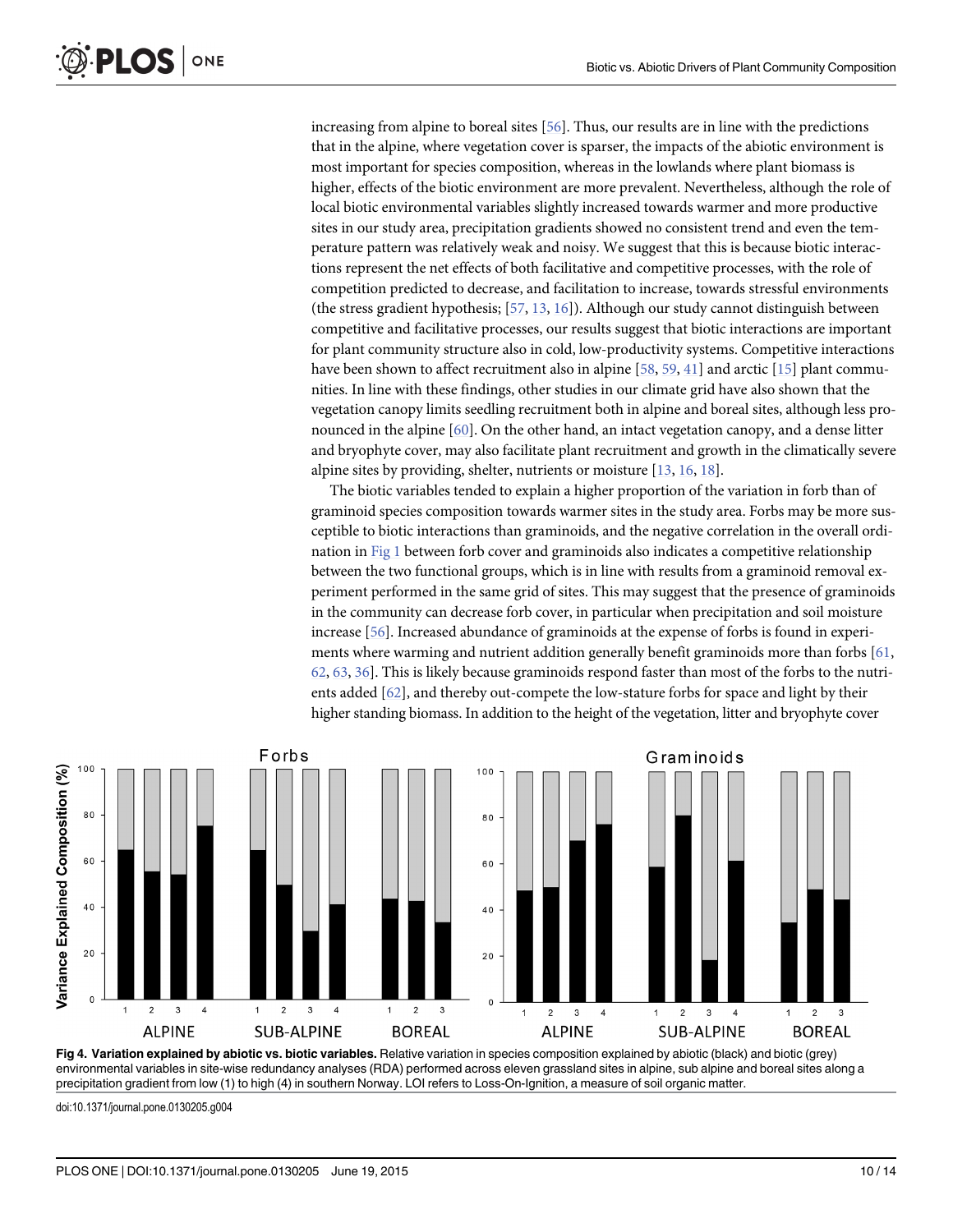increasing from alpine to boreal sites [56]. Thus, our results are in line with the predictions that in the alpine, where vegetation cover is sparser, the impacts of the abiotic environment is most important for species composition, whereas in the lowlands where plant biomass is higher, effects of the biotic environment are more prevalent. Nevertheless, although the role of local biotic environmental variables slightly increased towards warmer and more productive sites in our study area, precipitation gradients showed no consistent trend and even the temperature pattern was relatively weak and noisy. We suggest that this is because biotic interactions represent the net effects of both facilitative and competitive processes, with the role of competition predicted to decrease, and facilitation to increase, towards stressful environments (the stress gradient hypothesis; [57, 13, 16]). Although our study cannot distinguish between competitive and facilitative processes, our results suggest that biotic interactions are important for plant community structure also in cold, low-productivity systems. Competitive interactions have been shown to affect recruitment also in alpine [58, 59, 41] and arctic [15] plant communities. In line with these findings, other studies in our climate grid have also shown that the vegetation canopy limits seedling recruitment both in alpine and boreal sites, although less pronounced in the alpine [60]. On the other hand, an intact vegetation canopy, and a dense litter and bryophyte cover, may also facilitate plant recruitment and growth in the climatically severe alpine sites by providing, shelter, nutrients or moisture [13, 16, 18].

The biotic variables tended to explain a higher proportion of the variation in forb than of graminoid species composition towards warmer sites in the study area. Forbs may be more susceptible to biotic interactions than graminoids, and the negative correlation in the overall ordination in Fig 1 between forb cover and graminoids also indicates a competitive relationship between the two functional groups, which is in line with results from a graminoid removal experiment performed in the same grid of sites. This may suggest that the presence of graminoids in the community can decrease forb cover, in particular when precipitation and soil moisture increase [56]. Increased abundance of graminoids at the expense of forbs is found in experiments where warming and nutrient addition generally benefit graminoids more than forbs [61, 62, 63, 36]. This is likely because graminoids respond faster than most of the forbs to the nutrients added [62], and thereby out-compete the low-stature forbs for space and light by their higher standing biomass. In addition to the height of the vegetation, litter and bryophyte cover

**Fig 4. Variation explained by abiotic vs. biotic variables.** Relative variation in species composition explained by abiotic (black) and biotic (grey) environmental variables in site-wise redundancy analyses (RDA) performed across eleven grassland sites in alpine, sub alpine and boreal sites along a precipitation gradient from low (1) to high (4) in southern Norway. LOI refers to Loss-On-Ignition, a measure of soil organic matter.

doi:10.1371/journal.pone.0130205.g004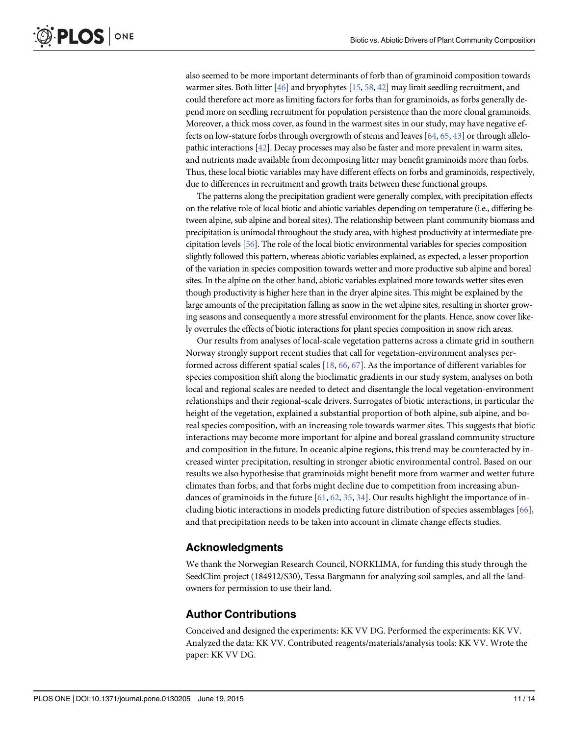also seemed to be more important determinants of forb than of graminoid composition towards warmer sites. Both litter [46] and bryophytes [15, 58, 42] may limit seedling recruitment, and could therefore act more as limiting factors for forbs than for graminoids, as forbs generally depend more on seedling recruitment for population persistence than the more clonal graminoids. Moreover, a thick moss cover, as found in the warmest sites in our study, may have negative effects on low-stature forbs through overgrowth of stems and leaves [64, 65, 43] or through allelopathic interactions [42]. Decay processes may also be faster and more prevalent in warm sites, and nutrients made available from decomposing litter may benefit graminoids more than forbs. Thus, these local biotic variables may have different effects on forbs and graminoids, respectively, due to differences in recruitment and growth traits between these functional groups.

The patterns along the precipitation gradient were generally complex, with precipitation effects on the relative role of local biotic and abiotic variables depending on temperature (i.e., differing between alpine, sub alpine and boreal sites). The relationship between plant community biomass and precipitation is unimodal throughout the study area, with highest productivity at intermediate precipitation levels [56]. The role of the local biotic environmental variables for species composition slightly followed this pattern, whereas abiotic variables explained, as expected, a lesser proportion of the variation in species composition towards wetter and more productive sub alpine and boreal sites. In the alpine on the other hand, abiotic variables explained more towards wetter sites even though productivity is higher here than in the dryer alpine sites. This might be explained by the large amounts of the precipitation falling as snow in the wet alpine sites, resulting in shorter growing seasons and consequently a more stressful environment for the plants. Hence, snow cover likely overrules the effects of biotic interactions for plant species composition in snow rich areas.

Our results from analyses of local-scale vegetation patterns across a climate grid in southern Norway strongly support recent studies that call for vegetation-environment analyses performed across different spatial scales [18, 66, 67]. As the importance of different variables for species composition shift along the bioclimatic gradients in our study system, analyses on both local and regional scales are needed to detect and disentangle the local vegetation-environment relationships and their regional-scale drivers. Surrogates of biotic interactions, in particular the height of the vegetation, explained a substantial proportion of both alpine, sub alpine, and boreal species composition, with an increasing role towards warmer sites. This suggests that biotic interactions may become more important for alpine and boreal grassland community structure and composition in the future. In oceanic alpine regions, this trend may be counteracted by increased winter precipitation, resulting in stronger abiotic environmental control. Based on our results we also hypothesise that graminoids might benefit more from warmer and wetter future climates than forbs, and that forbs might decline due to competition from increasing abundances of graminoids in the future [61, 62, 35, 34]. Our results highlight the importance of including biotic interactions in models predicting future distribution of species assemblages [66], and that precipitation needs to be taken into account in climate change effects studies.

## Acknowledgments

We thank the Norwegian Research Council, NORKLIMA, for funding this study through the SeedClim project (184912/S30), Tessa Bargmann for analyzing soil samples, and all the landowners for permission to use their land.

## Author Contributions

Conceived and designed the experiments: KK VV DG. Performed the experiments: KK VV. Analyzed the data: KK VV. Contributed reagents/materials/analysis tools: KK VV. Wrote the paper: KK VV DG.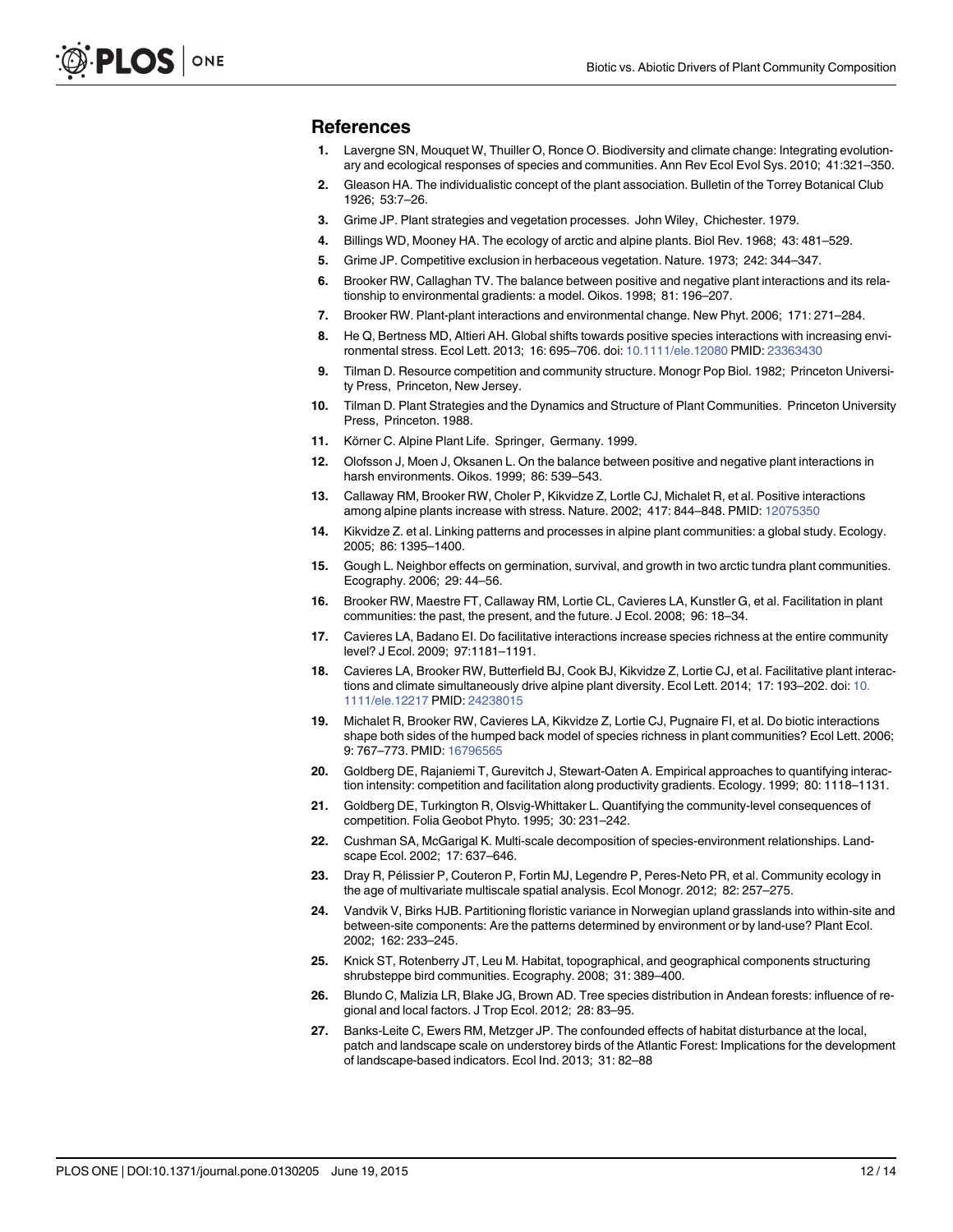## References

1. Lavergne SN, Mouquet W, Thuiller O, Ronce O. Biodiversity and climate change: Integrating evolutionary and ecological responses of species and communities. Ann Rev Ecol Evol Sys. 2010; 41:321–350.
2. Gleason HA. The individualistic concept of the plant association. Bulletin of the Torrey Botanical Club 1926; 53:7–26.
3. Grime JP. Plant strategies and vegetation processes. John Wiley, Chichester. 1979.
4. Billings WD, Mooney HA. The ecology of arctic and alpine plants. Biol Rev. 1968; 43: 481–529.
5. Grime JP. Competitive exclusion in herbaceous vegetation. Nature. 1973; 242: 344–347.
6. Brooker RW, Callaghan TV. The balance between positive and negative plant interactions and its relationship to environmental gradients: a model. Oikos. 1998; 81: 196–207.
7. Brooker RW. Plant-plant interactions and environmental change. New Phyt. 2006; 171: 271–284.
8. He Q, Bertness MD, Altieri AH. Global shifts towards positive species interactions with increasing environmental stress. Ecol Lett. 2013; 16: 695–706. doi: 10.1111/ele.12080 PMID: 23363430
9. Tilman D. Resource competition and community structure. Monogr Pop Biol. 1982; Princeton University Press, Princeton, New Jersey.
10. Tilman D. Plant Strategies and the Dynamics and Structure of Plant Communities. Princeton University Press, Princeton. 1988.
11. Körner C. Alpine Plant Life. Springer, Germany. 1999.
12. Olofsson J, Moen J, Oksanen L. On the balance between positive and negative plant interactions in harsh environments. Oikos. 1999; 86: 539–543.
13. Callaway RM, Brooker RW, Choler P, Kikvidze Z, Lortle CJ, Michalet R, et al. Positive interactions among alpine plants increase with stress. Nature. 2002; 417: 844–848. PMID: 12075350
14. Kikvidze Z. et al. Linking patterns and processes in alpine plant communities: a global study. Ecology. 2005; 86: 1395–1400.
15. Gough L. Neighbor effects on germination, survival, and growth in two arctic tundra plant communities. Ecography. 2006; 29: 44–56.
16. Brooker RW, Maestre FT, Callaway RM, Lortie CL, Cavieres LA, Kunstler G, et al. Facilitation in plant communities: the past, the present, and the future. J Ecol. 2008; 96: 18–34.
17. Cavieres LA, Badano EI. Do facilitative interactions increase species richness at the entire community level? J Ecol. 2009; 97:1181–1191.
18. Cavieres LA, Brooker RW, Butterfield BJ, Cook BJ, Kikvidze Z, Lortie CJ, et al. Facilitative plant interactions and climate simultaneously drive alpine plant diversity. Ecol Lett. 2014; 17: 193–202. doi: 10.1111/ele.12217 PMID: 24238015
19. Michalet R, Brooker RW, Cavieres LA, Kikvidze Z, Lortie CJ, Pugnaire FI, et al. Do biotic interactions shape both sides of the humped back model of species richness in plant communities? Ecol Lett. 2006; 9: 767–773. PMID: 16796565
20. Goldberg DE, Rajaniemi T, Gurevitch J, Stewart-Oaten A. Empirical approaches to quantifying interaction intensity: competition and facilitation along productivity gradients. Ecology. 1999; 80: 1118–1131.
21. Goldberg DE, Turkington R, Olsvig-Whittaker L. Quantifying the community-level consequences of competition. Folia Geobot Phyto. 1995; 30: 231–242.
22. Cushman SA, McGarigal K. Multi-scale decomposition of species-environment relationships. Landscape Ecol. 2002; 17: 637–646.
23. Dray R, Pélissier P, Couteron P, Fortin MJ, Legendre P, Peres-Neto PR, et al. Community ecology in the age of multivariate multiscale spatial analysis. Ecol Monogr. 2012; 82: 257–275.
24. Vandvik V, Birks HJB. Partitioning floristic variance in Norwegian upland grasslands into within-site and between-site components: Are the patterns determined by environment or by land-use? Plant Ecol. 2002; 162: 233–245.
25. Knick ST, Rotenberry JT, Leu M. Habitat, topographical, and geographical components structuring shrubsteppe bird communities. Ecography. 2008; 31: 389–400.
26. Blundo C, Malizia LR, Blake JG, Brown AD. Tree species distribution in Andean forests: influence of regional and local factors. J Trop Ecol. 2012; 28: 83–95.
27. Banks-Leite C, Ewers RM, Metzger JP. The confounded effects of habitat disturbance at the local, patch and landscape scale on understorey birds of the Atlantic Forest: Implications for the development of landscape-based indicators. Ecol Ind. 2013; 31: 82–88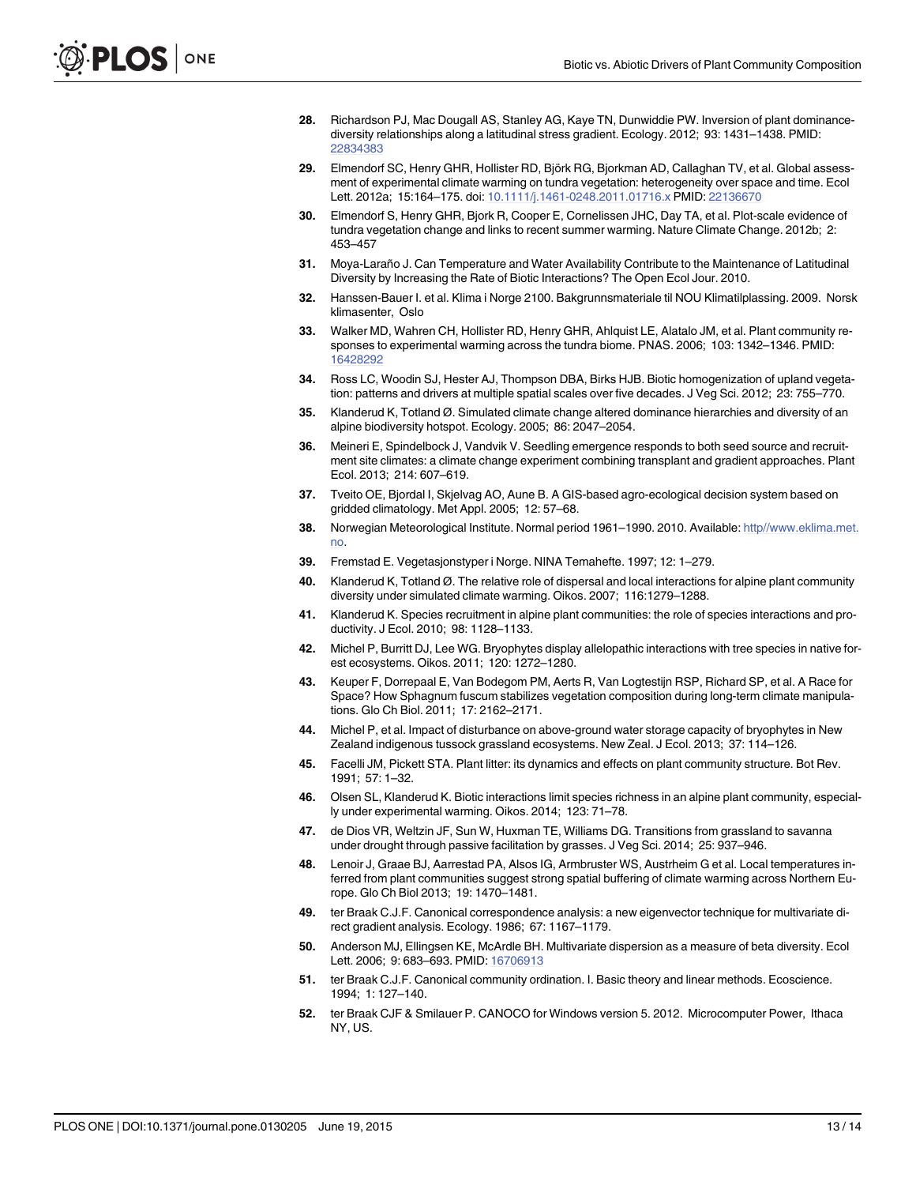28. Richardson PJ, Mac Dougall AS, Stanley AG, Kaye TN, Dunwiddie PW. Inversion of plant dominance-diversity relationships along a latitudinal stress gradient. Ecology. 2012; 93: 1431–1438. PMID: 22834383

29. Elmendorf SC, Henry GHR, Hollister RD, Björk RG, Bjorkman AD, Callaghan TV, et al. Global assessment of experimental climate warming on tundra vegetation: heterogeneity over space and time. Ecol Lett. 2012a; 15:164–175. doi: 10.1111/j.1461-0248.2011.01716.x PMID: 22136670

30. Elmendorf S, Henry GHR, Bjork R, Cooper E, Cornelissen JHC, Day TA, et al. Plot-scale evidence of tundra vegetation change and links to recent summer warming. Nature Climate Change. 2012b; 2: 453–457

31. Moya-Laraño J. Can Temperature and Water Availability Contribute to the Maintenance of Latitudinal Diversity by Increasing the Rate of Biotic Interactions? The Open Ecol Jour. 2010.

32. Hanssen-Bauer I. et al. Klima i Norge 2100. Bakgrunnsmateriale til NOU Klimatilplassing. 2009. Norsk klimasenter, Oslo

33. Walker MD, Wahren CH, Hollister RD, Henry GHR, Ahlquist LE, Alatalo JM, et al. Plant community responses to experimental warming across the tundra biome. PNAS. 2006; 103: 1342–1346. PMID: 16428292

34. Ross LC, Woodin SJ, Hester AJ, Thompson DBA, Birks HJB. Biotic homogenization of upland vegetation: patterns and drivers at multiple spatial scales over five decades. J Veg Sci. 2012; 23: 755–770.

35. Klanderud K, Totland Ø. Simulated climate change altered dominance hierarchies and diversity of an alpine biodiversity hotspot. Ecology. 2005; 86: 2047–2054.

36. Meineri E, Spindelbock J, Vandvik V. Seedling emergence responds to both seed source and recruitment site climates: a climate change experiment combining transplant and gradient approaches. Plant Ecol. 2013; 214: 607–619.

37. Tveito OE, Bjordal I, Skjelvag AO, Aune B. A GIS-based agro-ecological decision system based on gridded climatology. Met Appl. 2005; 12: 57–68.

38. Norwegian Meteorological Institute. Normal period 1961–1990. 2010. Available: http//www.eklima.met.no.

39. Fremstad E. Vegetasjonstyper i Norge. NINA Temahefte. 1997; 12: 1–279.

40. Klanderud K, Totland Ø. The relative role of dispersal and local interactions for alpine plant community diversity under simulated climate warming. Oikos. 2007; 116:1279–1288.

41. Klanderud K. Species recruitment in alpine plant communities: the role of species interactions and productivity. J Ecol. 2010; 98: 1128–1133.

42. Michel P, Burritt DJ, Lee WG. Bryophytes display allelopathic interactions with tree species in native forest ecosystems. Oikos. 2011; 120: 1272–1280.

43. Keuper F, Dorrepaal E, Van Bodegom PM, Aerts R, Van Logtestijn RSP, Richard SP, et al. A Race for Space? How Sphagnum fuscum stabilizes vegetation composition during long-term climate manipulations. Glo Ch Biol. 2011; 17: 2162–2171.

44. Michel P, et al. Impact of disturbance on above-ground water storage capacity of bryophytes in New Zealand indigenous tussock grassland ecosystems. New Zeal. J Ecol. 2013; 37: 114–126.

45. Facelli JM, Pickett STA. Plant litter: its dynamics and effects on plant community structure. Bot Rev. 1991; 57: 1–32.

46. Olsen SL, Klanderud K. Biotic interactions limit species richness in an alpine plant community, especially under experimental warming. Oikos. 2014; 123: 71–78.

47. de Dios VR, Weltzin JF, Sun W, Huxman TE, Williams DG. Transitions from grassland to savanna under drought through passive facilitation by grasses. J Veg Sci. 2014; 25: 937–946.

48. Lenoir J, Graae BJ, Aarrestad PA, Alsos IG, Armbruster WS, Austrheim G et al. Local temperatures inferred from plant communities suggest strong spatial buffering of climate warming across Northern Europe. Glo Ch Biol 2013; 19: 1470–1481.

49. ter Braak C.J.F. Canonical correspondence analysis: a new eigenvector technique for multivariate direct gradient analysis. Ecology. 1986; 67: 1167–1179.

50. Anderson MJ, Ellingsen KE, McArdle BH. Multivariate dispersion as a measure of beta diversity. Ecol Lett. 2006; 9: 683–693. PMID: 16706913

51. ter Braak C.J.F. Canonical community ordination. I. Basic theory and linear methods. Ecoscience. 1994; 1: 127–140.

52. ter Braak CJF & Smilauer P. CANOCO for Windows version 5. 2012. Microcomputer Power, Ithaca NY, US.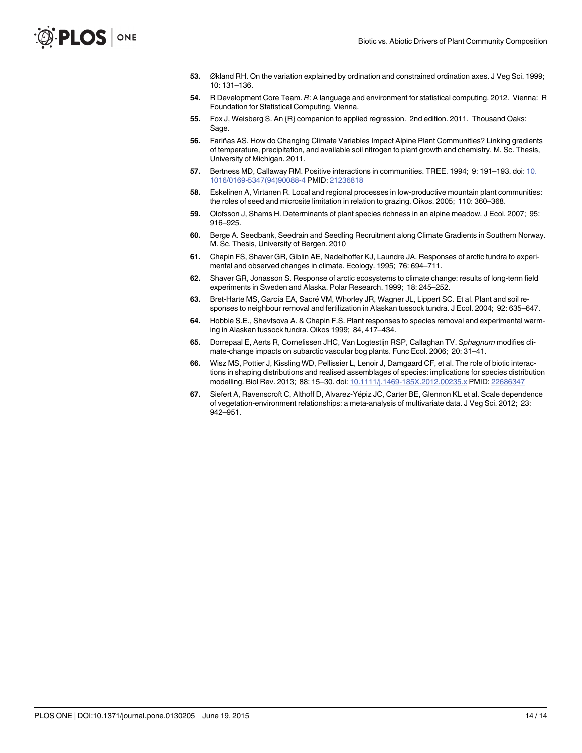53. Økland RH. On the variation explained by ordination and constrained ordination axes. J Veg Sci. 1999; 10: 131–136.
54. R Development Core Team. *R*: A language and environment for statistical computing. 2012. Vienna: R Foundation for Statistical Computing, Vienna.
55. Fox J, Weisberg S. An {R} companion to applied regression. 2nd edition. 2011. Thousand Oaks: Sage.
56. Fariñas AS. How do Changing Climate Variables Impact Alpine Plant Communities? Linking gradients of temperature, precipitation, and available soil nitrogen to plant growth and chemistry. M. Sc. Thesis, University of Michigan. 2011.
57. Bertness MD, Callaway RM. Positive interactions in communities. TREE. 1994; 9: 191–193. doi: 10.1016/0169-5347(94)90088-4 PMID: 21236818
58. Eskelinen A, Virtanen R. Local and regional processes in low-productive mountain plant communities: the roles of seed and microsite limitation in relation to grazing. Oikos. 2005; 110: 360–368.
59. Olofsson J, Shams H. Determinants of plant species richness in an alpine meadow. J Ecol. 2007; 95: 916–925.
60. Berge A. Seedbank, Seedrain and Seedling Recruitment along Climate Gradients in Southern Norway. M. Sc. Thesis, University of Bergen. 2010
61. Chapin FS, Shaver GR, Giblin AE, Nadelhoffer KJ, Laundre JA. Responses of arctic tundra to experimental and observed changes in climate. Ecology. 1995; 76: 694–711.
62. Shaver GR, Jonasson S. Response of arctic ecosystems to climate change: results of long-term field experiments in Sweden and Alaska. Polar Research. 1999; 18: 245–252.
63. Bret-Harte MS, García EA, Sacré VM, Whorley JR, Wagner JL, Lippert SC. Et al. Plant and soil responses to neighbour removal and fertilization in Alaskan tussock tundra. J Ecol. 2004; 92: 635–647.
64. Hobbie S.E., Shevtsova A. & Chapin F.S. Plant responses to species removal and experimental warming in Alaskan tussock tundra. Oikos 1999; 84, 417–434.
65. Dorrepaal E, Aerts R, Cornelissen JHC, Van Logtestijn RSP, Callaghan TV. *Sphagnum* modifies climate-change impacts on subarctic vascular bog plants. Func Ecol. 2006; 20: 31–41.
66. Wisz MS, Pottier J, Kissling WD, Pellissier L, Lenoir J, Damgaard CF, et al. The role of biotic interactions in shaping distributions and realised assemblages of species: implications for species distribution modelling. Biol Rev. 2013; 88: 15–30. doi: 10.1111/j.1469-185X.2012.00235.x PMID: 22686347
67. Siefert A, Ravenscroft C, Althoff D, Alvarez-Yépiz JC, Carter BE, Glennon KL et al. Scale dependence of vegetation-environment relationships: a meta-analysis of multivariate data. J Veg Sci. 2012; 23: 942–951.